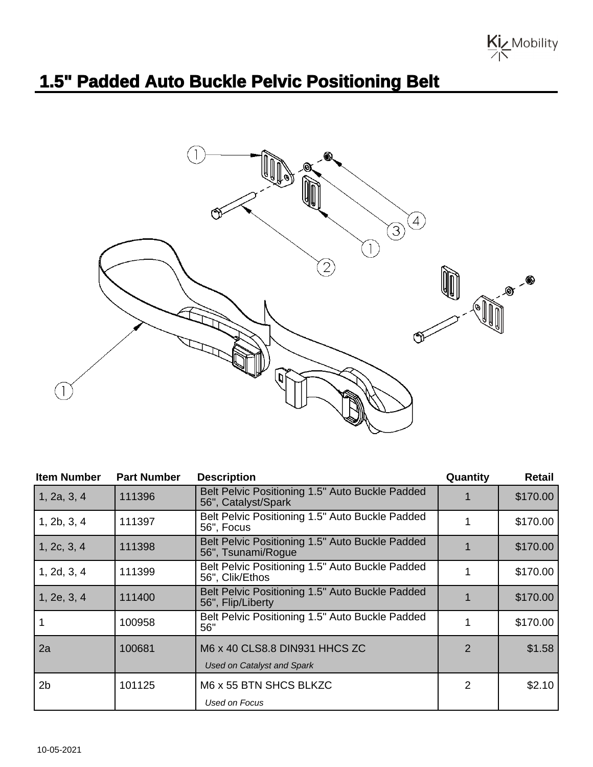# 1.5" Padded Auto Buckle Pelvic Positioning Belt

| Item Number | Part Number | Description | Quantity | Retail |
|---|---|---|---|---|
| 1, 2a, 3, 4 | 111396 | Belt Pelvic Positioning 1.5" Auto Buckle Padded 56", Catalyst/Spark | 1 | $170.00 |
| 1, 2b, 3, 4 | 111397 | Belt Pelvic Positioning 1.5" Auto Buckle Padded 56", Focus | 1 | $170.00 |
| 1, 2c, 3, 4 | 111398 | Belt Pelvic Positioning 1.5" Auto Buckle Padded 56", Tsunami/Rogue | 1 | $170.00 |
| 1, 2d, 3, 4 | 111399 | Belt Pelvic Positioning 1.5" Auto Buckle Padded 56", Clik/Ethos | 1 | $170.00 |
| 1, 2e, 3, 4 | 111400 | Belt Pelvic Positioning 1.5" Auto Buckle Padded 56", Flip/Liberty | 1 | $170.00 |
| 1 | 100958 | Belt Pelvic Positioning 1.5" Auto Buckle Padded 56" | 1 | $170.00 |
| 2a | 100681 | M6 x 40 CLS8.8 DIN931 HHCS ZC<br>*Used on Catalyst and Spark* | 2 | $1.58 |
| 2b | 101125 | M6 x 55 BTN SHCS BLKZC<br>*Used on Focus* | 2 | $2.10 |

10-05-2021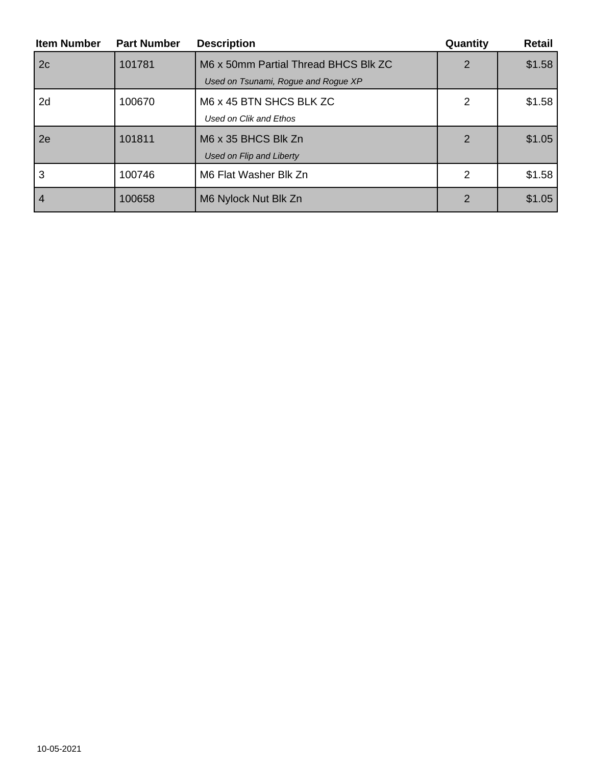| Item Number | Part Number | Description | Quantity | Retail |
|---|---|---|---|---|
| 2c | 101781 | M6 x 50mm Partial Thread BHCS Blk ZC *Used on Tsunami, Rogue and Rogue XP* | 2 | $1.58 |
| 2d | 100670 | M6 x 45 BTN SHCS BLK ZC *Used on Clik and Ethos* | 2 | $1.58 |
| 2e | 101811 | M6 x 35 BHCS Blk Zn *Used on Flip and Liberty* | 2 | $1.05 |
| 3 | 100746 | M6 Flat Washer Blk Zn | 2 | $1.58 |
| 4 | 100658 | M6 Nylock Nut Blk Zn | 2 | $1.05 |

10-05-2021